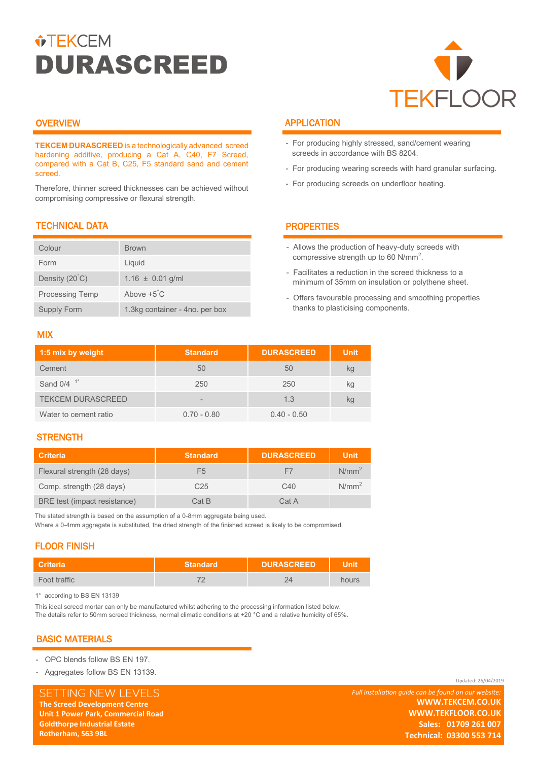# TEKCEM DURASCREED

TEKFLOOR

## OVERVIEW

**TEKCEM DURASCREED** is a technologically advanced screed hardening additive, producing a Cat A, C40, F7 Screed, compared with a Cat B, C25, F5 standard sand and cement screed.

Therefore, thinner screed thicknesses can be achieved without compromising compressive or flexural strength.

## APPLICATION

- For producing highly stressed, sand/cement wearing screeds in accordance with BS 8204.
- For producing wearing screeds with hard granular surfacing.
- For producing screeds on underfloor heating.

## TECHNICAL DATA

| | |
|---|---|
| Colour | Brown |
| Form | Liquid |
| Density (20°C) | 1.16 ± 0.01 g/ml |
| Processing Temp | Above +5°C |
| Supply Form | 1.3kg container - 4no. per box |

## PROPERTIES

- Allows the production of heavy-duty screeds with compressive strength up to 60 N/mm².
- Facilitates a reduction in the screed thickness to a minimum of 35mm on insulation or polythene sheet.
- Offers favourable processing and smoothing properties thanks to plasticising components.

## MIX

| 1:5 mix by weight | Standard | DURASCREED | Unit |
|---|---|---|---|
| Cement | 50 | 50 | kg |
| Sand 0/4 [1*] | 250 | 250 | kg |
| TEKCEM DURASCREED | - | 1.3 | kg |
| Water to cement ratio | 0.70 - 0.80 | 0.40 - 0.50 | |

## STRENGTH

| Criteria | Standard | DURASCREED | Unit |
|---|---|---|---|
| Flexural strength (28 days) | F5 | F7 | N/mm² |
| Comp. strength (28 days) | C25 | C40 | N/mm² |
| BRE test (impact resistance) | Cat B | Cat A | |

The stated strength is based on the assumption of a 0-8mm aggregate being used.
Where a 0-4mm aggregate is substituted, the dried strength of the finished screed is likely to be compromised.

## FLOOR FINISH

| Criteria | Standard | DURASCREED | Unit |
|---|---|---|---|
| Foot traffic | 72 | 24 | hours |

1* according to BS EN 13139

This ideal screed mortar can only be manufactured whilst adhering to the processing information listed below.
The details refer to 50mm screed thickness, normal climatic conditions at +20 °C and a relative humidity of 65%.

## BASIC MATERIALS

- OPC blends follow BS EN 197.
- Aggregates follow BS EN 13139.

Updated: 26/04/2019

SETTING NEW LEVELS

**The Screed Development Centre**
**Unit 1 Power Park, Commercial Road**
**Goldthorpe Industrial Estate**
**Rotherham, S63 9BL**

*Full installation guide can be found on our website:*
**WWW.TEKCEM.CO.UK**
**WWW.TEKFLOOR.CO.UK**
**Sales: 01709 261 007**
**Technical: 03300 553 714**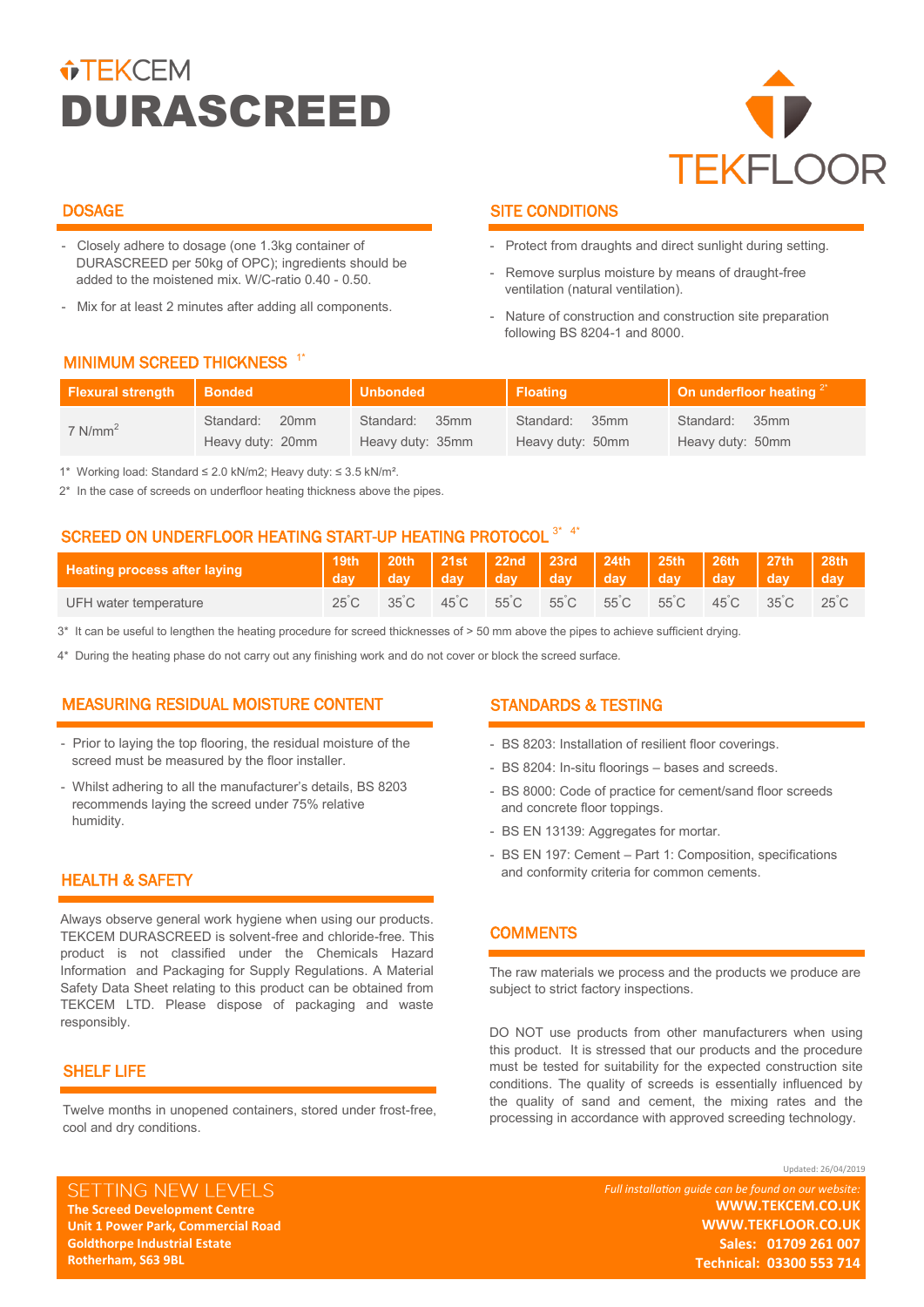# TEKCEM DURASCREED

TEKFLOOR

## DOSAGE

- Closely adhere to dosage (one 1.3kg container of DURASCREED per 50kg of OPC); ingredients should be added to the moistened mix. W/C-ratio 0.40 - 0.50.
- Mix for at least 2 minutes after adding all components.

## SITE CONDITIONS

- Protect from draughts and direct sunlight during setting.
- Remove surplus moisture by means of draught-free ventilation (natural ventilation).
- Nature of construction and construction site preparation following BS 8204-1 and 8000.

## MINIMUM SCREED THICKNESS [1*]

| Flexural strength | Bonded | Unbonded | Floating | On underfloor heating [2*] |
|---|---|---|---|---|
| 7 N/mm$^2$ | Standard: 20mm<br>Heavy duty: 20mm | Standard: 35mm<br>Heavy duty: 35mm | Standard: 35mm<br>Heavy duty: 50mm | Standard: 35mm<br>Heavy duty: 50mm |

1* Working load: Standard ≤ 2.0 kN/m2; Heavy duty: ≤ 3.5 kN/m².

2* In the case of screeds on underfloor heating thickness above the pipes.

## SCREED ON UNDERFLOOR HEATING START-UP HEATING PROTOCOL [3*] [4*]

| Heating process after laying | 19th day | 20th day | 21st day | 22nd day | 23rd day | 24th day | 25th day | 26th day | 27th day | 28th day |
|---|---|---|---|---|---|---|---|---|---|---|
| UFH water temperature | 25˚C | 35˚C | 45˚C | 55˚C | 55˚C | 55˚C | 55˚C | 45˚C | 35˚C | 25˚C |

3* It can be to lengthen the heating procedure for screed thicknesses of > 50 mm above the pipes to achieve sufficient drying.

4* During the heating phase do not carry out any finishing work and do not cover or block the screed surface.

## MEASURING RESIDUAL MOISTURE CONTENT

- Prior to laying the top flooring, the residual moisture of the screed must be measured by the floor installer.
- Whilst adhering to all the manufacturer's details, BS 8203 recommends laying the screed under 75% relative humidity.

## HEALTH & SAFETY

Always observe general work hygiene when using our products. TEKCEM DURASCREED is solvent-free and chloride-free. This product is not classified under the Chemicals Hazard Information and Packaging for Supply Regulations. A Material Safety Data Sheet relating to this product can be obtained from TEKCEM LTD. Please dispose of packaging and waste responsibly.

## SHELF LIFE

Twelve months in unopened containers, stored under frost-free, cool and dry conditions.

## STANDARDS & TESTING

- BS 8203: Installation of resilient floor coverings.
- BS 8204: In-situ floorings – bases and screeds.
- BS 8000: Code of practice for cement/sand floor screeds and concrete floor toppings.
- BS EN 13139: Aggregates for mortar.
- BS EN 197: Cement – Part 1: Composition, specifications and conformity criteria for common cements.

## COMMENTS

The raw materials we process and the products we produce are subject to strict factory inspections.

DO NOT use products from other manufacturers when using this product. It is stressed that our products and the procedure must be tested for suitability for the expected construction site conditions. The quality of screeds is essentially influenced by the quality of sand and cement, the mixing rates and the processing in accordance with approved screeding technology.

Updated: 26/04/2019

SETTING NEW LEVELS

**The Screed Development Centre**
**Unit 1 Power Park, Commercial Road**
**Goldthorpe Industrial Estate**
**Rotherham, S63 9BL**

*Full installation guide can be found on our website:*
**WWW.TEKCEM.CO.UK**
**WWW.TEKFLOOR.CO.UK**
**Sales: 01709 261 007**
**Technical: 03300 553 714**